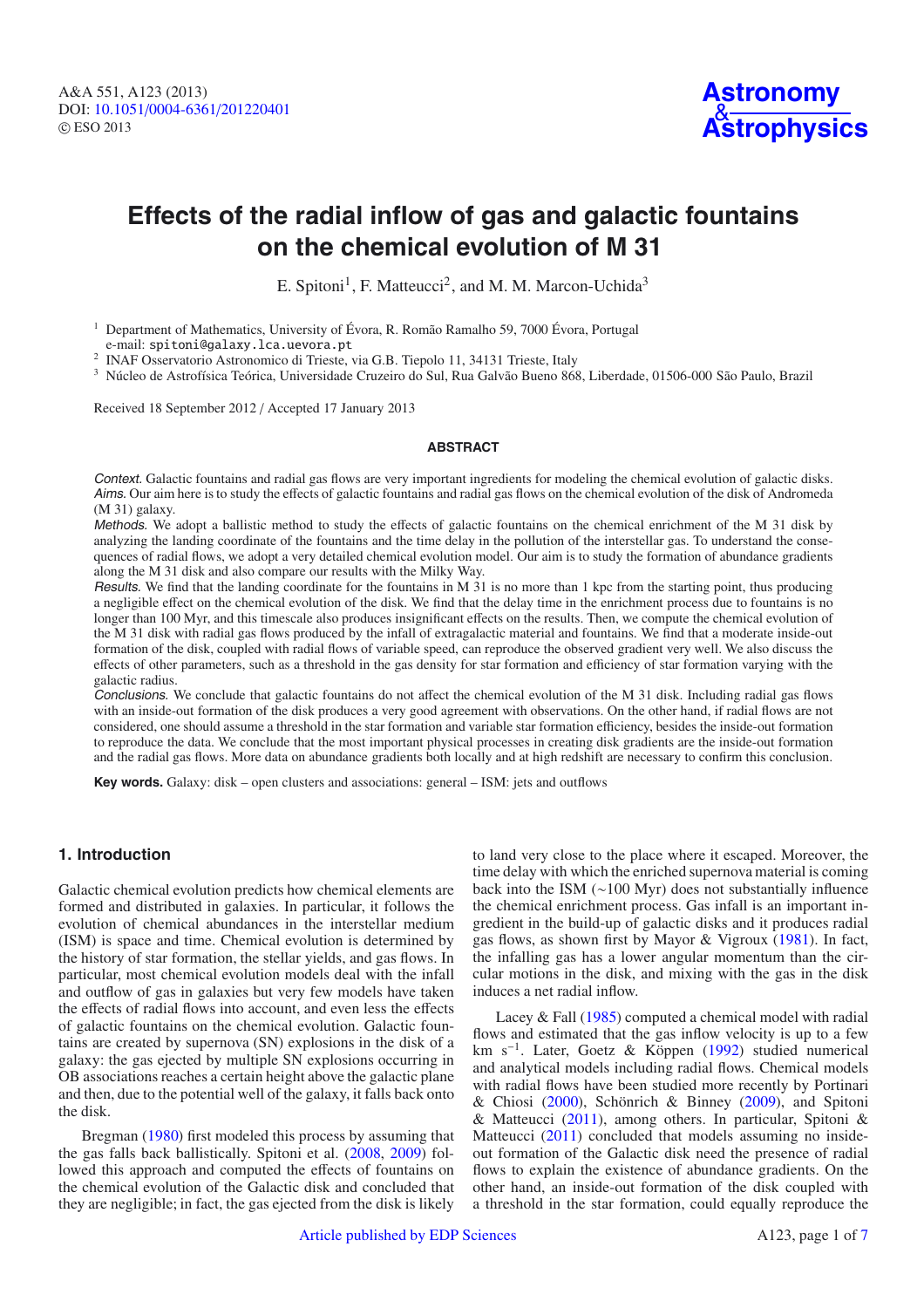# Effects of the radial inflow of gas and galactic fountains on the chemical evolution of M 31

E. Spitoni[1], F. Matteucci[2], and M. M. Marcon-Uchida[3]

[1] Department of Mathematics, University of Évora, R. Romão Ramalho 59, 7000 Évora, Portugal
e-mail: spitoni@galaxy.lca.uevora.pt
[2] INAF Osservatorio Astronomico di Trieste, via G.B. Tiepolo 11, 34131 Trieste, Italy
[3] Núcleo de Astrofísica Teórica, Universidade Cruzeiro do Sul, Rua Galvão Bueno 868, Liberdade, 01506-000 São Paulo, Brazil

Received 18 September 2012 / Accepted 17 January 2013

## ABSTRACT

*Context.* Galactic fountains and radial gas flows are very important ingredients for modeling the chemical evolution of galactic disks.

*Aims.* Our aim here is to study the effects of galactic fountains and radial gas flows on the chemical evolution of the disk of Andromeda (M 31) galaxy.

*Methods.* We adopt a ballistic method to study the effects of galactic fountains on the chemical enrichment of the M 31 disk by analyzing the landing coordinate of the fountains and the time delay in the pollution of the interstellar gas. To understand the consequences of radial flows, we adopt a very detailed chemical evolution model. Our aim is to study the formation of abundance gradients along the M 31 disk and also compare our results with the Milky Way.

*Results.* We find that the landing coordinate for the fountains in M 31 is no more than 1 kpc from the starting point, thus producing a negligible effect on the chemical evolution of the disk. We find that the delay time in the enrichment process due to fountains is no longer than 100 Myr, and this timescale also produces insignificant effects on the results. Then, we compute the chemical evolution of the M 31 disk with radial gas flows produced by the infall of extragalactic material and fountains. We find that a moderate inside-out formation of the disk, coupled with radial flows of variable speed, can reproduce the observed gradient very well. We also discuss the effects of other parameters, such as a threshold in the gas density for star formation and efficiency of star formation varying with the galactic radius.

*Conclusions.* We conclude that galactic fountains do not affect the chemical evolution of the M 31 disk. Including radial gas flows with an inside-out formation of the disk produces a very good agreement with observations. On the other hand, if radial flows are not considered, one should assume a threshold in the star formation and variable star formation efficiency, besides the inside-out formation to reproduce the data. We conclude that the most important physical processes in creating disk gradients are the inside-out formation and the radial gas flows. More data on abundance gradients both locally and at high redshift are necessary to confirm this conclusion.

**Key words.** Galaxy: disk – open clusters and associations: general – ISM: jets and outflows

## 1. Introduction

Galactic chemical evolution predicts how chemical elements are formed and distributed in galaxies. In particular, it follows the evolution of chemical abundances in the interstellar medium (ISM) is space and time. Chemical evolution is determined by the history of star formation, the stellar yields, and gas flows. In particular, most chemical evolution models deal with the infall and outflow of gas in galaxies but very few models have taken the effects of radial flows into account, and even less the effects of galactic fountains on the chemical evolution. Galactic fountains are created by supernova (SN) explosions in the disk of a galaxy: the gas ejected by multiple SN explosions occurring in OB associations reaches a certain height above the galactic plane and then, due to the potential well of the galaxy, it falls back onto the disk.

Bregman (1980) first modeled this process by assuming that the gas falls back ballistically. Spitoni et al. (2008, 2009) followed this approach and computed the effects of fountains on the chemical evolution of the Galactic disk and concluded that they are negligible; in fact, the gas ejected from the disk is likely to land very close to the place where it escaped. Moreover, the time delay with which the enriched supernova material is coming back into the ISM (∼100 Myr) does not substantially influence the chemical enrichment process. Gas infall is an important ingredient in the build-up of galactic disks and it produces radial gas flows, as shown first by Mayor & Vigroux (1981). In fact, the infalling gas has a lower angular momentum than the circular motions in the disk, and mixing with the gas in the disk induces a net radial inflow.

Lacey & Fall (1985) computed a chemical model with radial flows and estimated that the gas inflow velocity is up to a few km $s^{-1}$. Later, Goetz & Köppen (1992) studied numerical and analytical models including radial flows. Chemical models with radial flows have been studied more recently by Portinari & Chiosi (2000), Schönrich & Binney (2009), and Spitoni & Matteucci (2011), among others. In particular, Spitoni & Matteucci (2011) concluded that models assuming no inside-out formation of the Galactic disk need the presence of radial flows to explain the existence of abundance gradients. On the other hand, an inside-out formation of the disk coupled with a threshold in the star formation, could equally reproduce the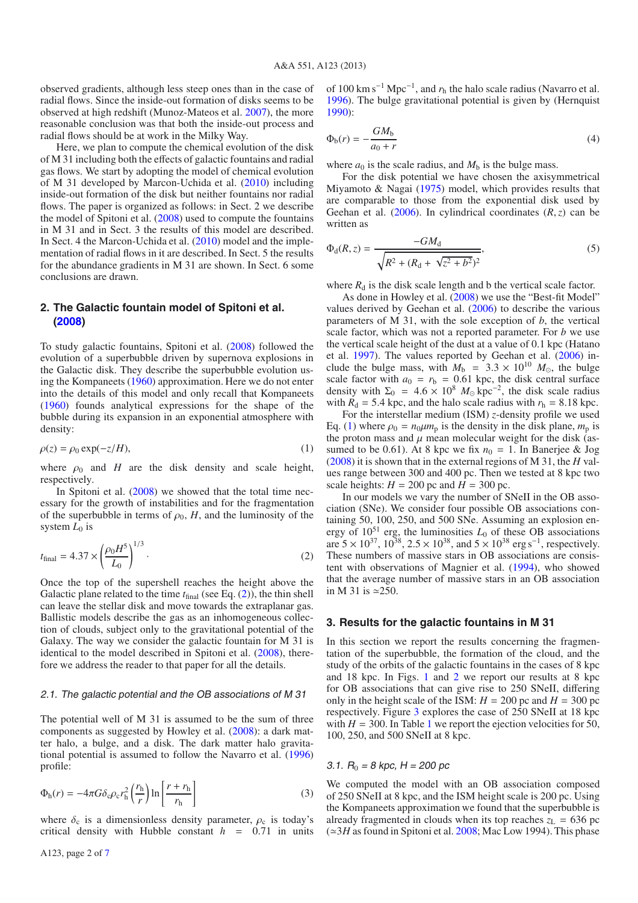observed gradients, although less steep ones than in the case of radial flows. Since the inside-out formation of disks seems to be observed at high redshift (Munoz-Mateos et al. 2007), the more reasonable conclusion was that both the inside-out process and radial flows should be at work in the Milky Way.

Here, we plan to compute the chemical evolution of the disk of M 31 including both the effects of galactic fountains and radial gas flows. We start by adopting the model of chemical evolution of M 31 developed by Marcon-Uchida et al. (2010) including inside-out formation of the disk but neither fountains nor radial flows. The paper is organized as follows: in Sect. 2 we describe the model of Spitoni et al. (2008) used to compute the fountains in M 31 and in Sect. 3 the results of this model are described. In Sect. 4 the Marcon-Uchida et al. (2010) model and the implementation of radial flows in it are described. In Sect. 5 the results for the abundance gradients in M 31 are shown. In Sect. 6 some conclusions are drawn.

## 2. The Galactic fountain model of Spitoni et al. (2008)

To study galactic fountains, Spitoni et al. (2008) followed the evolution of a superbubble driven by supernova explosions in the Galactic disk. They describe the superbubble evolution using the Kompaneets (1960) approximation. Here we do not enter into the details of this model and only recall that Kompaneets (1960) founds analytical expressions for the shape of the bubble during its expansion in an exponential atmosphere with density:

$$\rho(z) = \rho_0 \exp(-z/H), \tag{1}$$

where $\rho_0$ and $H$ are the disk density and scale height, respectively.

In Spitoni et al. (2008) we showed that the total time necessary for the growth of instabilities and for the fragmentation of the superbubble in terms of $\rho_0$, $H$, and the luminosity of the system $L_0$ is

$$t_{\rm final} = 4.37 \times \left(\frac{\rho_0 H^5}{L_0}\right)^{1/3}. \tag{2}$$

Once the top of the supershell reaches the height above the Galactic plane related to the time $t_{\rm final}$ (see Eq. (2)), the thin shell can leave the stellar disk and move towards the extraplanar gas. Ballistic models describe the gas as an inhomogeneous collection of clouds, subject only to the gravitational potential of the Galaxy. The way we consider the galactic fountain for M 31 is identical to the model described in Spitoni et al. (2008), therefore we address the reader to that paper for all the details.

### 2.1. The galactic potential and the OB associations of M 31

The potential well of M 31 is assumed to be the sum of three components as suggested by Howley et al. (2008): a dark matter halo, a bulge, and a disk. The dark matter halo gravitational potential is assumed to follow the Navarro et al. (1996) profile:

$$\Phi_{\rm h}(r) = -4\pi G \delta_{\rm c} \rho_{\rm c} r_{\rm h}^2 \left(\frac{r_{\rm h}}{r}\right) \ln\left[\frac{r + r_{\rm h}}{r_{\rm h}}\right] \tag{3}$$

where $\delta_{\rm c}$ is a dimensionless density parameter, $\rho_{\rm c}$ is today's critical density with Hubble constant $h = 0.71$ in units of 100 km s$^{-1}$ Mpc$^{-1}$, and $r_{\rm h}$ the halo scale radius (Navarro et al. 1996). The bulge gravitational potential is given by (Hernquist 1990):

$$\Phi_{\rm b}(r) = -\frac{GM_{\rm b}}{a_0 + r} \tag{4}$$

where $a_0$ is the scale radius, and $M_{\rm b}$ is the bulge mass.

For the disk potential we have chosen the axisymmetrical Miyamoto & Nagai (1975) model, which provides results that are comparable to those from the exponential disk used by Geehan et al. (2006). In cylindrical coordinates $(R, z)$ can be written as

$$\Phi_{\rm d}(R, z) = \frac{-GM_{\rm d}}{\sqrt{R^2 + (R_{\rm d} + \sqrt{z^2 + b^2})^2}}, \tag{5}$$

where $R_{\rm d}$ is the disk scale length and b the vertical scale factor.

As done in Howley et al. (2008) we use the "Best-fit Model" values derived by Geehan et al. (2006) to describe the various parameters of M 31, with the sole exception of $b$, the vertical scale factor, which was not a reported parameter. For $b$ we use the vertical scale height of the dust at a value of 0.1 kpc (Hatano et al. 1997). The values reported by Geehan et al. (2006) include the bulge mass, with $M_{\rm b} = 3.3 \times 10^{10}$ $M_\odot$, the bulge scale factor with $a_0 = r_{\rm b} = 0.61$ kpc, the disk central surface density with $\Sigma_0 = 4.6 \times 10^8$ $M_\odot$ kpc$^{-2}$, the disk scale radius with $R_{\rm d} = 5.4$ kpc, and the halo scale radius with $r_{\rm h} = 8.18$ kpc.

For the interstellar medium (ISM) $z$-density profile we used Eq. (1) where $\rho_0 = n_0 \mu m_{\rm p}$ is the density in the disk plane, $m_{\rm p}$ is the proton mass and $\mu$ mean molecular weight for the disk (assumed to be 0.61). At 8 kpc we fix $n_0 = 1$. In Banerjee & Jog (2008) it is shown that in the external regions of M 31, the $H$ values range between 300 and 400 pc. Then we tested at 8 kpc two scale heights: $H = 200$ pc and $H = 300$ pc.

In our models we vary the number of SNeII in the OB association (SNe). We consider four possible OB associations containing 50, 100, 250, and 500 SNe. Assuming an explosion energy of $10^{51}$ erg, the luminosities $L_0$ of these OB associations are $5 \times 10^{37}$, $10^{38}$, $2.5 \times 10^{38}$, and $5 \times 10^{38}$ erg s$^{-1}$, respectively. These numbers of massive stars in OB associations are consistent with observations of Magnier et al. (1994), who showed that the average number of massive stars in an OB association in M 31 is $\simeq$250.

## 3. Results for the galactic fountains in M 31

In this section we report the results concerning the fragmentation of the superbubble, the formation of the cloud, and the study of the orbits of the galactic fountains in the cases of 8 kpc and 18 kpc. In Figs. 1 and 2 we report our results at 8 kpc for OB associations that can give rise to 250 SNeII, differing only in the height scale of the ISM: $H = 200$ pc and $H = 300$ pc respectively. Figure 3 explores the case of 250 SNeII at 18 kpc with $H = 300$. In Table 1 we report the ejection velocities for 50, 100, 250, and 500 SNeII at 8 kpc.

### 3.1. $R_0$ = 8 kpc, $H$ = 200 pc

We computed the model with an OB association composed of 250 SNeII at 8 kpc, and the ISM height scale is 200 pc. Using the Kompaneets approximation we found that the superbubble is already fragmented in clouds when its top reaches $z_{\rm L} = 636$ pc ($\simeq 3H$ as found in Spitoni et al. 2008; Mac Low 1994). This phase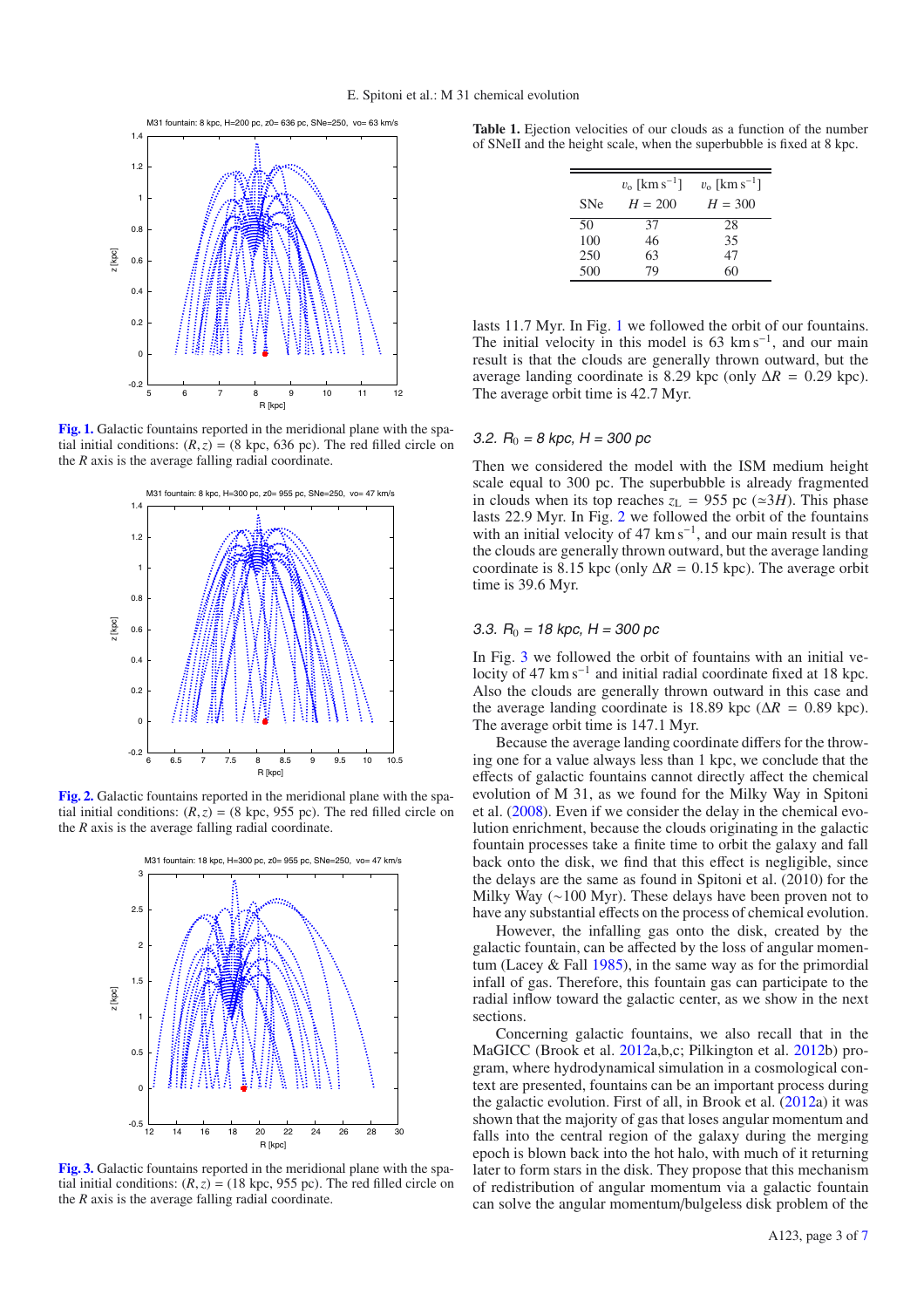**Table 1.** Ejection velocities of our clouds as a function of the number of SNeII and the height scale, when the superbubble is fixed at 8 kpc.

| SNe | $v_o$ [km s$^{-1}$] $H$ = 200 | $v_o$ [km s$^{-1}$] $H$ = 300 |
|---|---|---|
| 50 | 37 | 28 |
| 100 | 46 | 35 |
| 250 | 63 | 47 |
| 500 | 79 | 60 |

**Fig. 1.** Galactic fountains reported in the meridional plane with the spatial initial conditions: $(R, z)$ = (8 kpc, 636 pc). The red filled circle on the $R$ axis is the average falling radial coordinate.

**Fig. 2.** Galactic fountains reported in the meridional plane with the spatial initial conditions: $(R, z)$ = (8 kpc, 955 pc). The red filled circle on the $R$ axis is the average falling radial coordinate.

**Fig. 3.** Galactic fountains reported in the meridional plane with the spatial initial conditions: $(R, z)$ = (18 kpc, 955 pc). The red filled circle on the $R$ axis is the average falling radial coordinate.

lasts 11.7 Myr. In Fig. 1 we followed the orbit of our fountains. The initial velocity in this model is 63 km s$^{-1}$, and our main result is that the clouds are generally thrown outward, but the average landing coordinate is 8.29 kpc (only $\Delta R$ = 0.29 kpc). The average orbit time is 42.7 Myr.

### 3.2. $R_0$ = 8 kpc, $H$ = 300 pc

Then we considered the model with the ISM medium height scale equal to 300 pc. The superbubble is already fragmented in clouds when its top reaches $z_L$ = 955 pc ($\simeq 3H$). This phase lasts 22.9 Myr. In Fig. 2 we followed the orbit of the fountains with an initial velocity of 47 km s$^{-1}$, and our main result is that the clouds are generally thrown outward, but the average landing coordinate is 8.15 kpc (only $\Delta R$ = 0.15 kpc). The average orbit time is 39.6 Myr.

### 3.3. $R_0$ = 18 kpc, $H$ = 300 pc

In Fig. 3 we followed the orbit of fountains with an initial velocity of 47 km s$^{-1}$ and initial radial coordinate fixed at 18 kpc. Also the clouds are generally thrown outward in this case and the average landing coordinate is 18.89 kpc ($\Delta R$ = 0.89 kpc). The average orbit time is 147.1 Myr.

Because the average landing coordinate differs for the throwing one for a value always less than 1 kpc, we conclude that the effects of galactic fountains cannot directly affect the chemical evolution of M 31, as we found for the Milky Way in Spitoni et al. (2008). Even if we consider the delay in the chemical evolution enrichment, because the clouds originating in the galactic fountain processes take a finite time to orbit the galaxy and fall back onto the disk, we find that this effect is negligible, since the delays are the same as found in Spitoni et al. (2010) for the Milky Way (~100 Myr). These delays have been proven not to have any substantial effects on the process of chemical evolution.

However, the infalling gas onto the disk, created by the galactic fountain, can be affected by the loss of angular momentum (Lacey & Fall 1985), in the same way as for the primordial infall of gas. Therefore, this fountain gas can participate to the radial inflow toward the galactic center, as we show in the next sections.

Concerning galactic fountains, we also recall that in the MaGICC (Brook et al. 2012a,b,c; Pilkington et al. 2012b) program, where hydrodynamical simulation in a cosmological context are presented, fountains can be an important process during the galactic evolution. First of all, in Brook et al. (2012a) it was shown that the majority of gas that loses angular momentum and falls into the central region of the galaxy during the merging epoch is blown back into the hot halo, with much of it returning later to form stars in the disk. They propose that this mechanism of redistribution of angular momentum via a galactic fountain can solve the angular momentum/bulgeless disk problem of the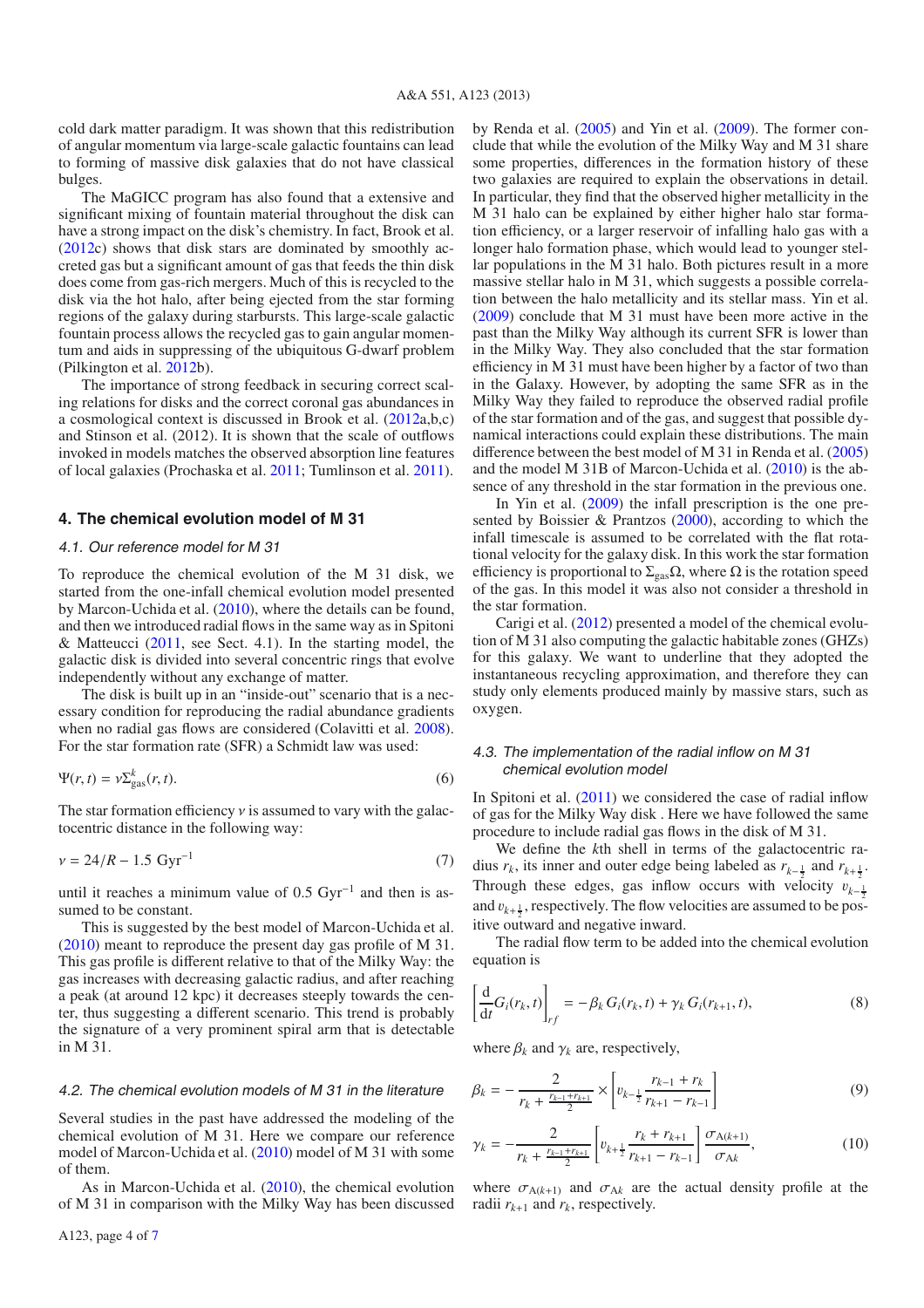cold dark matter paradigm. It was shown that this redistribution of angular momentum via large-scale galactic fountains can lead to forming of massive disk galaxies that do not have classical bulges.

The MaGICC program has also found that a extensive and significant mixing of fountain material throughout the disk can have a strong impact on the disk's chemistry. In fact, Brook et al. (2012c) shows that disk stars are dominated by smoothly accreted gas but a significant amount of gas that feeds the thin disk does come from gas-rich mergers. Much of this is recycled to the disk via the hot halo, after being ejected from the star forming regions of the galaxy during starbursts. This large-scale galactic fountain process allows the recycled gas to gain angular momentum and aids in suppressing of the ubiquitous G-dwarf problem (Pilkington et al. 2012b).

The importance of strong feedback in securing correct scaling relations for disks and the correct coronal gas abundances in a cosmological context is discussed in Brook et al. (2012a,b,c) and Stinson et al. (2012). It is shown that the scale of outflows invoked in models matches the observed absorption line features of local galaxies (Prochaska et al. 2011; Tumlinson et al. 2011).

## 4. The chemical evolution model of M 31

### 4.1. Our reference model for M 31

To reproduce the chemical evolution of the M 31 disk, we started from the one-infall chemical evolution model presented by Marcon-Uchida et al. (2010), where the details can be found, and then we introduced radial flows in the same way as in Spitoni & Matteucci (2011, see Sect. 4.1). In the starting model, the galactic disk is divided into several concentric rings that evolve independently without any exchange of matter.

The disk is built up in an "inside-out" scenario that is a necessary condition for reproducing the radial abundance gradients when no radial gas flows are considered (Colavitti et al. 2008). For the star formation rate (SFR) a Schmidt law was used:

$$\Psi(r,t) = \nu \Sigma_{\rm gas}^{k}(r,t). \tag{6}$$

The star formation efficiency $\nu$ is assumed to vary with the galactocentric distance in the following way:

$$\nu = 24/R - 1.5 \ {\rm Gyr}^{-1} \tag{7}$$

until it reaches a minimum value of 0.5 $\rm Gyr^{-1}$ and then is assumed to be constant.

This is suggested by the best model of Marcon-Uchida et al. (2010) meant to reproduce the present day gas profile of M 31. This gas profile is different relative to that of the Milky Way: the gas increases with decreasing galactic radius, and after reaching a peak (at around 12 kpc) it decreases steeply towards the center, thus suggesting a different scenario. This trend is probably the signature of a very prominent spiral arm that is detectable in M 31.

### 4.2. The chemical evolution models of M 31 in the literature

Several studies in the past have addressed the modeling of the chemical evolution of M 31. Here we compare our reference model of Marcon-Uchida et al. (2010) model of M 31 with some of them.

As in Marcon-Uchida et al. (2010), the chemical evolution of M 31 in comparison with the Milky Way has been discussed by Renda et al. (2005) and Yin et al. (2009). The former conclude that while the evolution of the Milky Way and M 31 share some properties, differences in the formation history of these two galaxies are required to explain the observations in detail. In particular, they find that the observed higher metallicity in the M 31 halo can be explained by either higher halo star formation efficiency, or a larger reservoir of infalling halo gas with a longer halo formation phase, which would lead to younger stellar populations in the M 31 halo. Both pictures result in a more massive stellar halo in M 31, which suggests a possible correlation between the halo metallicity and its stellar mass. Yin et al. (2009) conclude that M 31 must have been more active in the past than the Milky Way although its current SFR is lower than in the Milky Way. They also concluded that the star formation efficiency in M 31 must have been higher by a factor of two than in the Galaxy. However, by adopting the same SFR as in the Milky Way they failed to reproduce the observed radial profile of the star formation and of the gas, and suggest that possible dynamical interactions could explain these distributions. The main difference between the best model of M 31 in Renda et al. (2005) and the model M 31B of Marcon-Uchida et al. (2010) is the absence of any threshold in the star formation in the previous one.

In Yin et al. (2009) the infall prescription is the one presented by Boissier & Prantzos (2000), according to which the infall timescale is assumed to be correlated with the flat rotational velocity for the galaxy disk. In this work the star formation efficiency is proportional to $\Sigma_{\rm gas}\Omega$, where $\Omega$ is the rotation speed of the gas. In this model it was also not consider a threshold in the star formation.

Carigi et al. (2012) presented a model of the chemical evolution of M 31 also computing the galactic habitable zones (GHZs) for this galaxy. We want to underline that they adopted the instantaneous recycling approximation, and therefore they can study only elements produced mainly by massive stars, such as oxygen.

### 4.3. The implementation of the radial inflow on M 31 chemical evolution model

In Spitoni et al. (2011) we considered the case of radial inflow of gas for the Milky Way disk . Here we have followed the same procedure to include radial gas flows in the disk of M 31.

We define the $k$th shell in terms of the galactocentric radius $r_k$, its inner and outer edge being labeled as $r_{k-\frac{1}{2}}$ and $r_{k+\frac{1}{2}}$. Through these edges, gas inflow occurs with velocity $v_{k-\frac{1}{2}}$ and $v_{k+\frac{1}{2}}$, respectively. The flow velocities are assumed to be positive outward and negative inward.

The radial flow term to be added into the chemical evolution equation is

$$\left[\frac{\rm d}{{\rm d}t}G_i(r_k,t)\right]_{rf} = -\beta_k\, G_i(r_k,t) + \gamma_k\, G_i(r_{k+1},t), \tag{8}$$

where $\beta_k$ and $\gamma_k$ are, respectively,

$$\beta_k = -\frac{2}{r_k + \frac{r_{k-1}+r_{k+1}}{2}} \times \left[v_{k-\frac{1}{2}}\frac{r_{k-1}+r_k}{r_{k+1}-r_{k-1}}\right] \tag{9}$$

$$\gamma_k = -\frac{2}{r_k + \frac{r_{k-1}+r_{k+1}}{2}}\left[v_{k+\frac{1}{2}}\frac{r_k+r_{k+1}}{r_{k+1}-r_{k-1}}\right]\frac{\sigma_{{\rm A}(k+1)}}{\sigma_{{\rm A}k}}, \tag{10}$$

where $\sigma_{{\rm A}(k+1)}$ and $\sigma_{{\rm A}k}$ are the actual density profile at the radii $r_{k+1}$ and $r_k$, respectively.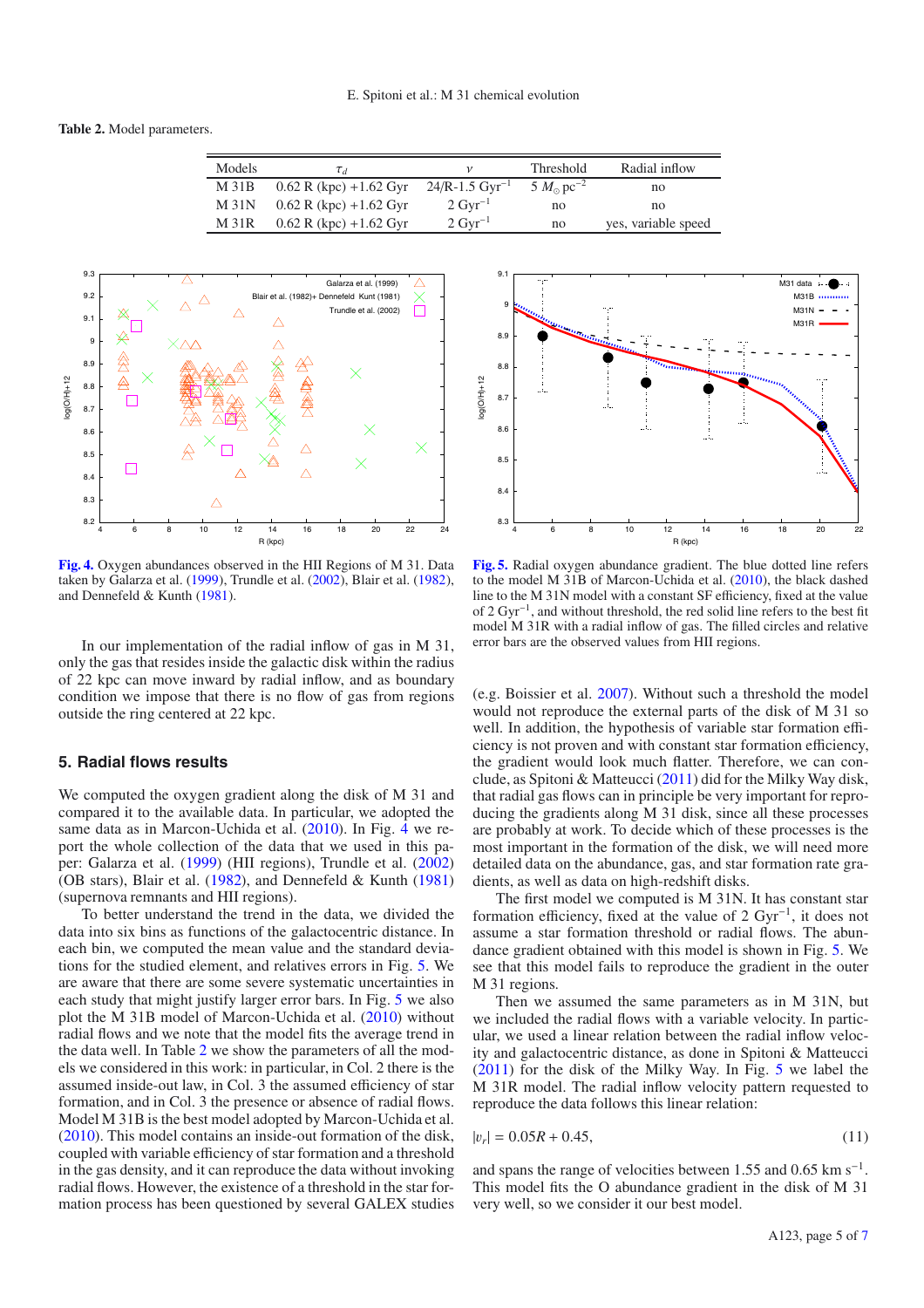**Table 2.** Model parameters.

| Models | $\tau_d$ | $\nu$ | Threshold | Radial inflow |
|---|---|---|---|---|
| M 31B | 0.62 R (kpc) +1.62 Gyr | 24/R-1.5 $Gyr^{-1}$ | 5 $M_{\odot}$ $pc^{-2}$ | no |
| M 31N | 0.62 R (kpc) +1.62 Gyr | 2 $Gyr^{-1}$ | no | no |
| M 31R | 0.62 R (kpc) +1.62 Gyr | 2 $Gyr^{-1}$ | no | yes, variable speed |

**Fig. 4.** Oxygen abundances observed in the HII Regions of M 31. Data taken by Galarza et al. (1999), Trundle et al. (2002), Blair et al. (1982), and Dennefeld & Kunth (1981).

**Fig. 5.** Radial oxygen abundance gradient. The blue dotted line refers to the model M 31B of Marcon-Uchida et al. (2010), the black dashed line to the M 31N model with a constant SF efficiency, fixed at the value of 2 $Gyr^{-1}$, and without threshold, the red solid line refers to the best fit model M 31R with a radial inflow of gas. The filled circles and relative error bars are the observed values from HII regions.

In our implementation of the radial inflow of gas in M 31, only the gas that resides inside the galactic disk within the radius of 22 kpc can move inward by radial inflow, and as boundary condition we impose that there is no flow of gas from regions outside the ring centered at 22 kpc.

## 5. Radial flows results

We computed the oxygen gradient along the disk of M 31 and compared it to the available data. In particular, we adopted the same data as in Marcon-Uchida et al. (2010). In Fig. 4 we report the whole collection of the data that we used in this paper: Galarza et al. (1999) (HII regions), Trundle et al. (2002) (OB stars), Blair et al. (1982), and Dennefeld & Kunth (1981) (supernova remnants and HII regions).

To better understand the trend in the data, we divided the data into six bins as functions of the galactocentric distance. In each bin, we computed the mean value and the standard deviations for the studied element, and relatives errors in Fig. 5. We are aware that there are some severe systematic uncertainties in each study that might justify larger error bars. In Fig. 5 we also plot the M 31B model of Marcon-Uchida et al. (2010) without radial flows and we note that the model fits the average trend in the data well. In Table 2 we show the parameters of all the models we considered in this work: in particular, in Col. 2 there is the assumed inside-out law, in Col. 3 the assumed efficiency of star formation, and in Col. 3 the presence or absence of radial flows. Model M 31B is the best model adopted by Marcon-Uchida et al. (2010). This model contains an inside-out formation of the disk, coupled with variable efficiency of star formation and a threshold in the gas density, and it can reproduce the data without invoking radial flows. However, the existence of a threshold in the star formation process has been questioned by several GALEX studies (e.g. Boissier et al. 2007). Without such a threshold the model would not reproduce the external parts of the disk of M 31 so well. In addition, the hypothesis of variable star formation efficiency is not proven and with constant star formation efficiency, the gradient would look much flatter. Therefore, we can conclude, as Spitoni & Matteucci (2011) did for the Milky Way disk, that radial gas flows can in principle be very important for reproducing the gradients along M 31 disk, since all these processes are probably at work. To decide which of these processes is the most important in the formation of the disk, we will need more detailed data on the abundance, gas, and star formation rate gradients, as well as data on high-redshift disks.

The first model we computed is M 31N. It has constant star formation efficiency, fixed at the value of 2 $Gyr^{-1}$, it does not assume a star formation threshold or radial flows. The abundance gradient obtained with this model is shown in Fig. 5. We see that this model fails to reproduce the gradient in the outer M 31 regions.

Then we assumed the same parameters as in M 31N, but we included the radial flows with a variable velocity. In particular, we used a linear relation between the radial inflow velocity and galactocentric distance, as done in Spitoni & Matteucci (2011) for the disk of the Milky Way. In Fig. 5 we label the M 31R model. The radial inflow velocity pattern requested to reproduce the data follows this linear relation:

$$|v_r| = 0.05R + 0.45, \tag{11}$$

and spans the range of velocities between 1.55 and 0.65 km $s^{-1}$. This model fits the O abundance gradient in the disk of M 31 very well, so we consider it our best model.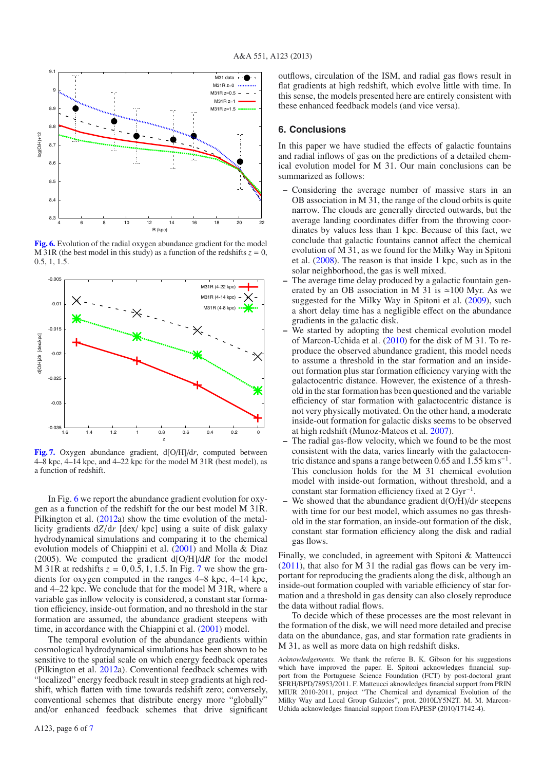**Fig. 6.** Evolution of the radial oxygen abundance gradient for the model M 31R (the best model in this study) as a function of the redshifts $z = 0$, 0.5, 1, 1.5.

**Fig. 7.** Oxygen abundance gradient, d[O/H]/d$r$, computed between 4–8 kpc, 4–14 kpc, and 4–22 kpc for the model M 31R (best model), as a function of redshift.

In Fig. 6 we report the abundance gradient evolution for oxygen as a function of the redshift for the our best model M 31R. Pilkington et al. (2012a) show the time evolution of the metallicity gradients d$Z$/d$r$ [dex/ kpc] using a suite of disk galaxy hydrodynamical simulations and comparing it to the chemical evolution models of Chiappini et al. (2001) and Molla & Diaz (2005). We computed the gradient d[O/H]/d$R$ for the model M 31R at redshifts $z = 0, 0.5, 1, 1.5$. In Fig. 7 we show the gradients for oxygen computed in the ranges 4–8 kpc, 4–14 kpc, and 4–22 kpc. We conclude that for the model M 31R, where a variable gas inflow velocity is considered, a constant star formation efficiency, inside-out formation, and no threshold in the star formation are assumed, the abundance gradient steepens with time, in accordance with the Chiappini et al. (2001) model.

The temporal evolution of the abundance gradients within cosmological hydrodynamical simulations has been shown to be sensitive to the spatial scale on which energy feedback operates (Pilkington et al. 2012a). Conventional feedback schemes with "localized" energy feedback result in steep gradients at high redshift, which flatten with time towards redshift zero; conversely, conventional schemes that distribute energy more "globally" and/or enhanced feedback schemes that drive significant outflows, circulation of the ISM, and radial gas flows result in flat gradients at high redshift, which evolve little with time. In this sense, the models presented here are entirely consistent with these enhanced feedback models (and vice versa).

## 6. Conclusions

In this paper we have studied the effects of galactic fountains and radial inflows of gas on the predictions of a detailed chemical evolution model for M 31. Our main conclusions can be summarized as follows:

- Considering the average number of massive stars in an OB association in M 31, the range of the cloud orbits is quite narrow. The clouds are generally directed outwards, but the average landing coordinates differ from the throwing coordinates by values less than 1 kpc. Because of this fact, we conclude that galactic fountains cannot affect the chemical evolution of M 31, as we found for the Milky Way in Spitoni et al. (2008). The reason is that inside 1 kpc, such as in the solar neighborhood, the gas is well mixed.
- The average time delay produced by a galactic fountain generated by an OB association in M 31 is ≃100 Myr. As we suggested for the Milky Way in Spitoni et al. (2009), such a short delay time has a negligible effect on the abundance gradients in the galactic disk.
- We started by adopting the best chemical evolution model of Marcon-Uchida et al. (2010) for the disk of M 31. To reproduce the observed abundance gradient, this model needs to assume a threshold in the star formation and an inside-out formation plus star formation efficiency varying with the galactocentric distance. However, the existence of a threshold in the star formation has been questioned and the variable efficiency of star formation with galactocentric distance is not very physically motivated. On the other hand, a moderate inside-out formation for galactic disks seems to be observed at high redshift (Munoz-Mateos et al. 2007).
- The radial gas-flow velocity, which we found to be the most consistent with the data, varies linearly with the galactocentric distance and spans a range between 0.65 and 1.55 km s$^{-1}$. This conclusion holds for the M 31 chemical evolution model with inside-out formation, without threshold, and a constant star formation efficiency fixed at 2 Gyr$^{-1}$.
- We showed that the abundance gradient d(O/H)/d$r$ steepens with time for our best model, which assumes no gas threshold in the star formation, an inside-out formation of the disk, constant star formation efficiency along the disk and radial gas flows.

Finally, we concluded, in agreement with Spitoni & Matteucci (2011), that also for M 31 the radial gas flows can be very important for reproducing the gradients along the disk, although an inside-out formation coupled with variable efficiency of star formation and a threshold in gas density can also closely reproduce the data without radial flows.

To decide which of these processes are the most relevant in the formation of the disk, we will need more detailed and precise data on the abundance, gas, and star formation rate gradients in M 31, as well as more data on high redshift disks.

*Acknowledgements.* We thank the referee B. K. Gibson for his suggestions which have improved the paper. E. Spitoni acknowledges financial support from the Portuguese Science Foundation (FCT) by post-doctoral grant SFRH/BPD/78953/2011. F. Matteucci aknowledges financial support from PRIN MIUR 2010-2011, project "The Chemical and dynamical Evolution of the Milky Way and Local Group Galaxies", prot. 2010LY5N2T. M. M. Marcon-Uchida acknowledges financial support from FAPESP (2010/17142-4).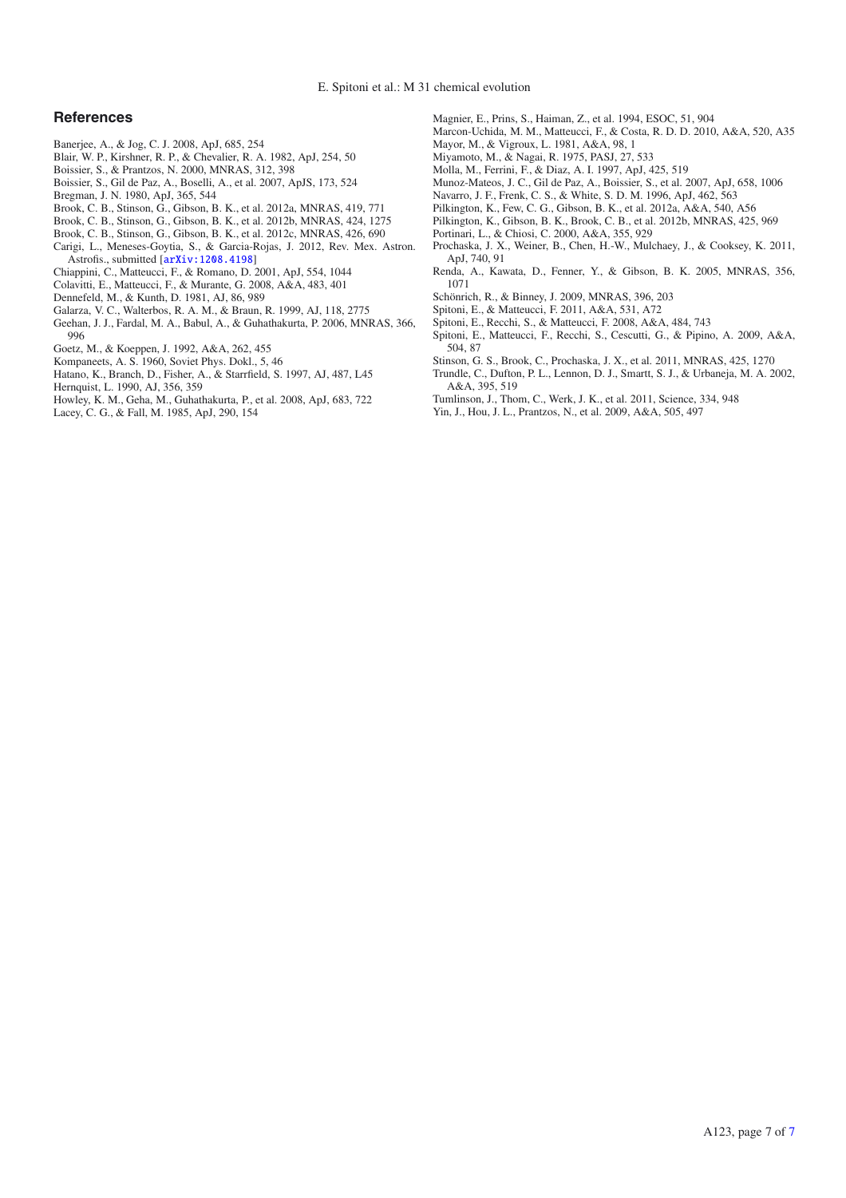## References

Banerjee, A., & Jog, C. J. 2008, ApJ, 685, 254
Blair, W. P., Kirshner, R. P., & Chevalier, R. A. 1982, ApJ, 254, 50
Boissier, S., & Prantzos, N. 2000, MNRAS, 312, 398
Boissier, S., Gil de Paz, A., Boselli, A., et al. 2007, ApJS, 173, 524
Bregman, J. N. 1980, ApJ, 365, 544
Brook, C. B., Stinson, G., Gibson, B. K., et al. 2012a, MNRAS, 419, 771
Brook, C. B., Stinson, G., Gibson, B. K., et al. 2012b, MNRAS, 424, 1275
Brook, C. B., Stinson, G., Gibson, B. K., et al. 2012c, MNRAS, 426, 690
Carigi, L., Meneses-Goytia, S., & Garcia-Rojas, J. 2012, Rev. Mex. Astron. Astrofis., submitted [arXiv:1208.4198]
Chiappini, C., Matteucci, F., & Romano, D. 2001, ApJ, 554, 1044
Colavitti, E., Matteucci, F., & Murante, G. 2008, A&A, 483, 401
Dennefeld, M., & Kunth, D. 1981, AJ, 86, 989
Galarza, V. C., Walterbos, R. A. M., & Braun, R. 1999, AJ, 118, 2775
Geehan, J. J., Fardal, M. A., Babul, A., & Guhathakurta, P. 2006, MNRAS, 366, 996
Goetz, M., & Koeppen, J. 1992, A&A, 262, 455
Kompaneets, A. S. 1960, Soviet Phys. Dokl., 5, 46
Hatano, K., Branch, D., Fisher, A., & Starrfield, S. 1997, AJ, 487, L45
Hernquist, L. 1990, AJ, 356, 359
Howley, K. M., Geha, M., Guhathakurta, P., et al. 2008, ApJ, 683, 722
Lacey, C. G., & Fall, M. 1985, ApJ, 290, 154
Magnier, E., Prins, S., Haiman, Z., et al. 1994, ESOC, 51, 904
Marcon-Uchida, M. M., Matteucci, F., & Costa, R. D. D. 2010, A&A, 520, A35
Mayor, M., & Vigroux, L. 1981, A&A, 98, 1
Miyamoto, M., & Nagai, R. 1975, PASJ, 27, 533
Molla, M., Ferrini, F., & Diaz, A. I. 1997, ApJ, 425, 519
Munoz-Mateos, J. C., Gil de Paz, A., Boissier, S., et al. 2007, ApJ, 658, 1006
Navarro, J. F., Frenk, C. S., & White, S. D. M. 1996, ApJ, 462, 563
Pilkington, K., Few, C. G., Gibson, B. K., et al. 2012a, A&A, 540, A56
Pilkington, K., Gibson, B. K., Brook, C. B., et al. 2012b, MNRAS, 425, 969
Portinari, L., & Chiosi, C. 2000, A&A, 355, 929
Prochaska, J. X., Weiner, B., Chen, H.-W., Mulchaey, J., & Cooksey, K. 2011, ApJ, 740, 91
Renda, A., Kawata, D., Fenner, Y., & Gibson, B. K. 2005, MNRAS, 356, 1071
Schönrich, R., & Binney, J. 2009, MNRAS, 396, 203
Spitoni, E., & Matteucci, F. 2011, A&A, 531, A72
Spitoni, E., Recchi, S., & Matteucci, F. 2008, A&A, 484, 743
Spitoni, E., Matteucci, F., Recchi, S., Cescutti, G., & Pipino, A. 2009, A&A, 504, 87
Stinson, G. S., Brook, C., Prochaska, J. X., et al. 2011, MNRAS, 425, 1270
Trundle, C., Dufton, P. L., Lennon, D. J., Smartt, S. J., & Urbaneja, M. A. 2002, A&A, 395, 519
Tumlinson, J., Thom, C., Werk, J. K., et al. 2011, Science, 334, 948
Yin, J., Hou, J. L., Prantzos, N., et al. 2009, A&A, 505, 497